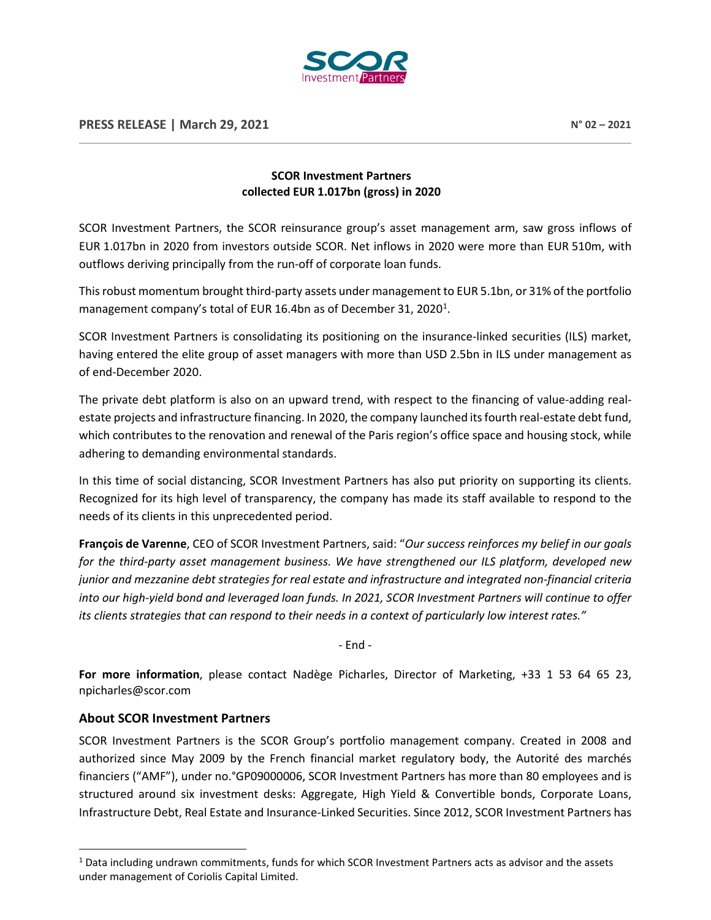**PRESS RELEASE | March 29, 2021** N° 02 – 2021

**SCOR Investment Partners collected EUR 1.017bn (gross) in 2020**

SCOR Investment Partners, the SCOR reinsurance group's asset management arm, saw gross inflows of EUR 1.017bn in 2020 from investors outside SCOR. Net inflows in 2020 were more than EUR 510m, with outflows deriving principally from the run-off of corporate loan funds.

This robust momentum brought third-party assets under management to EUR 5.1bn, or 31% of the portfolio management company's total of EUR 16.4bn as of December 31, 2020[1].

SCOR Investment Partners is consolidating its positioning on the insurance-linked securities (ILS) market, having entered the elite group of asset managers with more than USD 2.5bn in ILS under management as of end-December 2020.

The private debt platform is also on an upward trend, with respect to the financing of value-adding real-estate projects and infrastructure financing. In 2020, the company launched its fourth real-estate debt fund, which contributes to the renovation and renewal of the Paris region's office space and housing stock, while adhering to demanding environmental standards.

In this time of social distancing, SCOR Investment Partners has also put priority on supporting its clients. Recognized for its high level of transparency, the company has made its staff available to respond to the needs of its clients in this unprecedented period.

**François de Varenne**, CEO of SCOR Investment Partners, said: "*Our success reinforces my belief in our goals for the third-party asset management business. We have strengthened our ILS platform, developed new junior and mezzanine debt strategies for real estate and infrastructure and integrated non-financial criteria into our high-yield bond and leveraged loan funds. In 2021, SCOR Investment Partners will continue to offer its clients strategies that can respond to their needs in a context of particularly low interest rates.*"

\- End -

**For more information**, please contact Nadège Picharles, Director of Marketing, +33 1 53 64 65 23, npicharles@scor.com

## About SCOR Investment Partners

SCOR Investment Partners is the SCOR Group's portfolio management company. Created in 2008 and authorized since May 2009 by the French financial market regulatory body, the Autorité des marchés financiers ("AMF"), under no.°GP09000006, SCOR Investment Partners has more than 80 employees and is structured around six investment desks: Aggregate, High Yield & Convertible bonds, Corporate Loans, Infrastructure Debt, Real Estate and Insurance-Linked Securities. Since 2012, SCOR Investment Partners has

[1] Data including undrawn commitments, funds for which SCOR Investment Partners acts as advisor and the assets under management of Coriolis Capital Limited.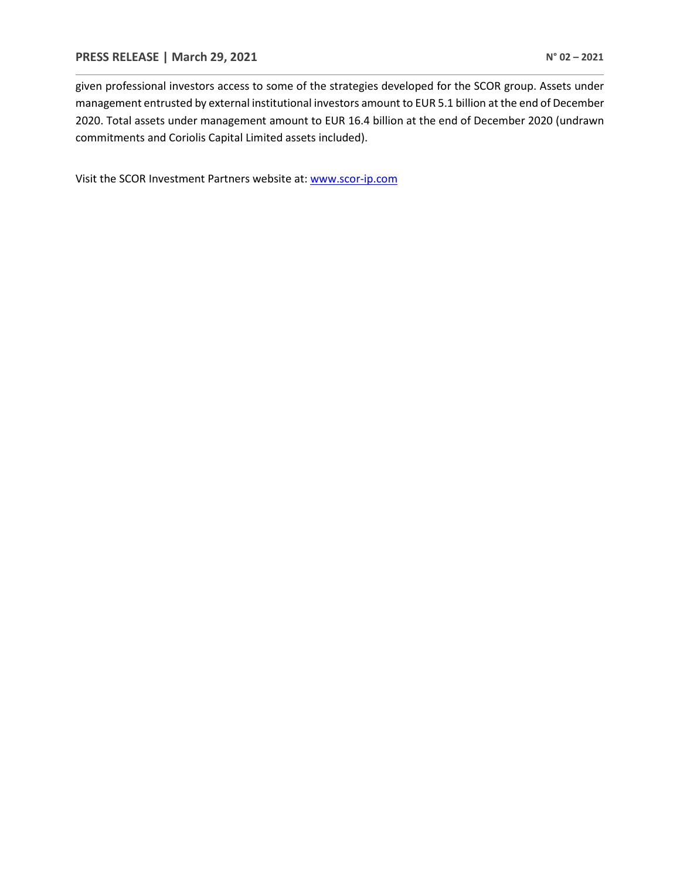given professional investors access to some of the strategies developed for the SCOR group. Assets under management entrusted by external institutional investors amount to EUR 5.1 billion at the end of December 2020. Total assets under management amount to EUR 16.4 billion at the end of December 2020 (undrawn commitments and Coriolis Capital Limited assets included).

Visit the SCOR Investment Partners website at: [www.scor-ip.com](http://www.scor-ip.com)